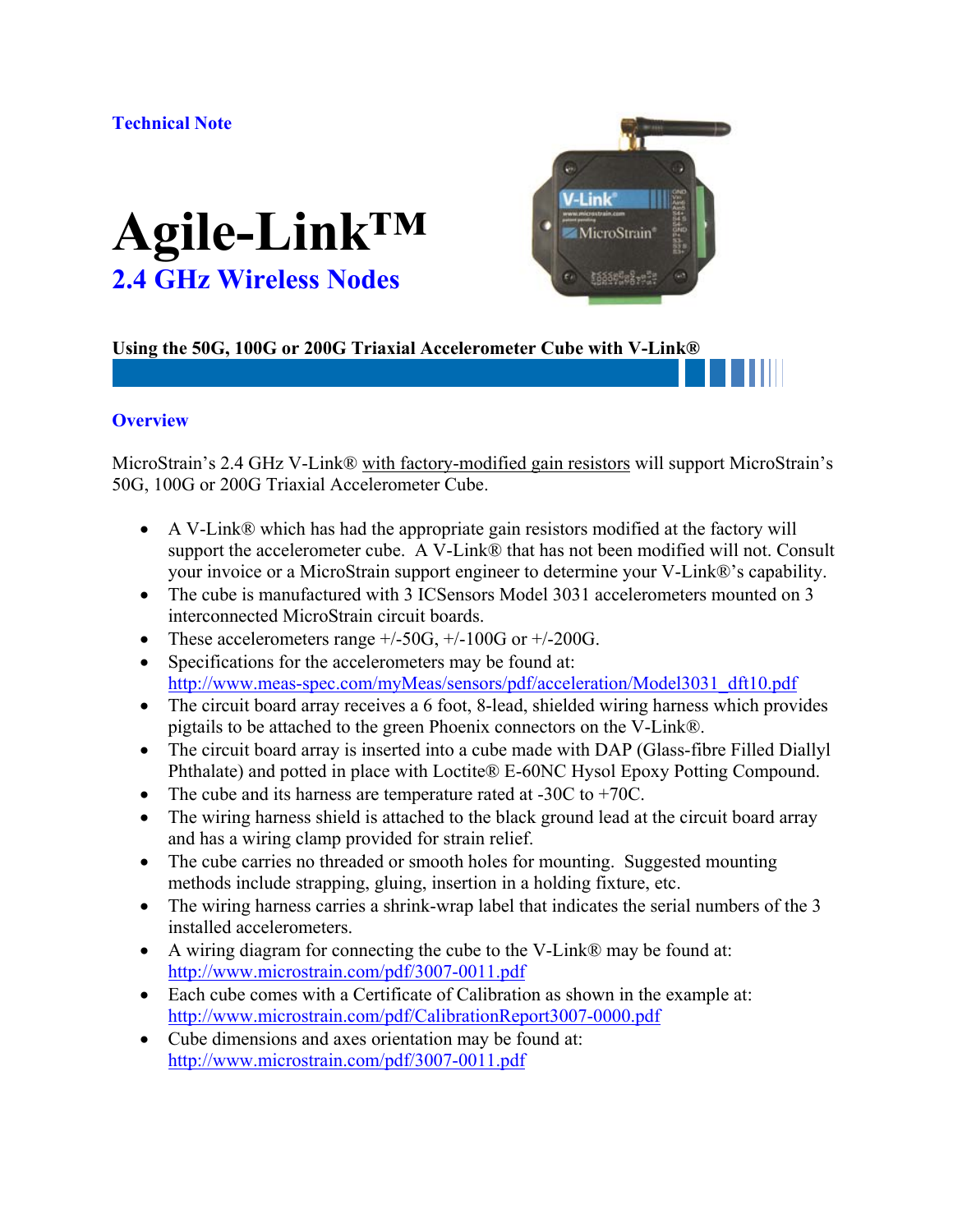Technical Note

# Agile-Link™

## 2.4 GHz Wireless Nodes

**Using the 50G, 100G or 200G Triaxial Accelerometer Cube with V-Link®**

### Overview

MicroStrain's 2.4 GHz V-Link® with factory-modified gain resistors will support MicroStrain's 50G, 100G or 200G Triaxial Accelerometer Cube.

- A V-Link® which has had the appropriate gain resistors modified at the factory will support the accelerometer cube. A V-Link® that has not been modified will not. Consult your invoice or a MicroStrain support engineer to determine your V-Link®'s capability.
- The cube is manufactured with 3 ICSensors Model 3031 accelerometers mounted on 3 interconnected MicroStrain circuit boards.
- These accelerometers range +/-50G, +/-100G or +/-200G.
- Specifications for the accelerometers may be found at: http://www.meas-spec.com/myMeas/sensors/pdf/acceleration/Model3031_dft10.pdf
- The circuit board array receives a 6 foot, 8-lead, shielded wiring harness which provides pigtails to be attached to the green Phoenix connectors on the V-Link®.
- The circuit board array is inserted into a cube made with DAP (Glass-fibre Filled Diallyl Phthalate) and potted in place with Loctite® E-60NC Hysol Epoxy Potting Compound.
- The cube and its harness are temperature rated at -30C to +70C.
- The wiring harness shield is attached to the black ground lead at the circuit board array and has a wiring clamp provided for strain relief.
- The cube carries no threaded or smooth holes for mounting. Suggested mounting methods include strapping, gluing, insertion in a holding fixture, etc.
- The wiring harness carries a shrink-wrap label that indicates the serial numbers of the 3 installed accelerometers.
- A wiring diagram for connecting the cube to the V-Link® may be found at: http://www.microstrain.com/pdf/3007-0011.pdf
- Each cube comes with a Certificate of Calibration as shown in the example at: http://www.microstrain.com/pdf/CalibrationReport3007-0000.pdf
- Cube dimensions and axes orientation may be found at: http://www.microstrain.com/pdf/3007-0011.pdf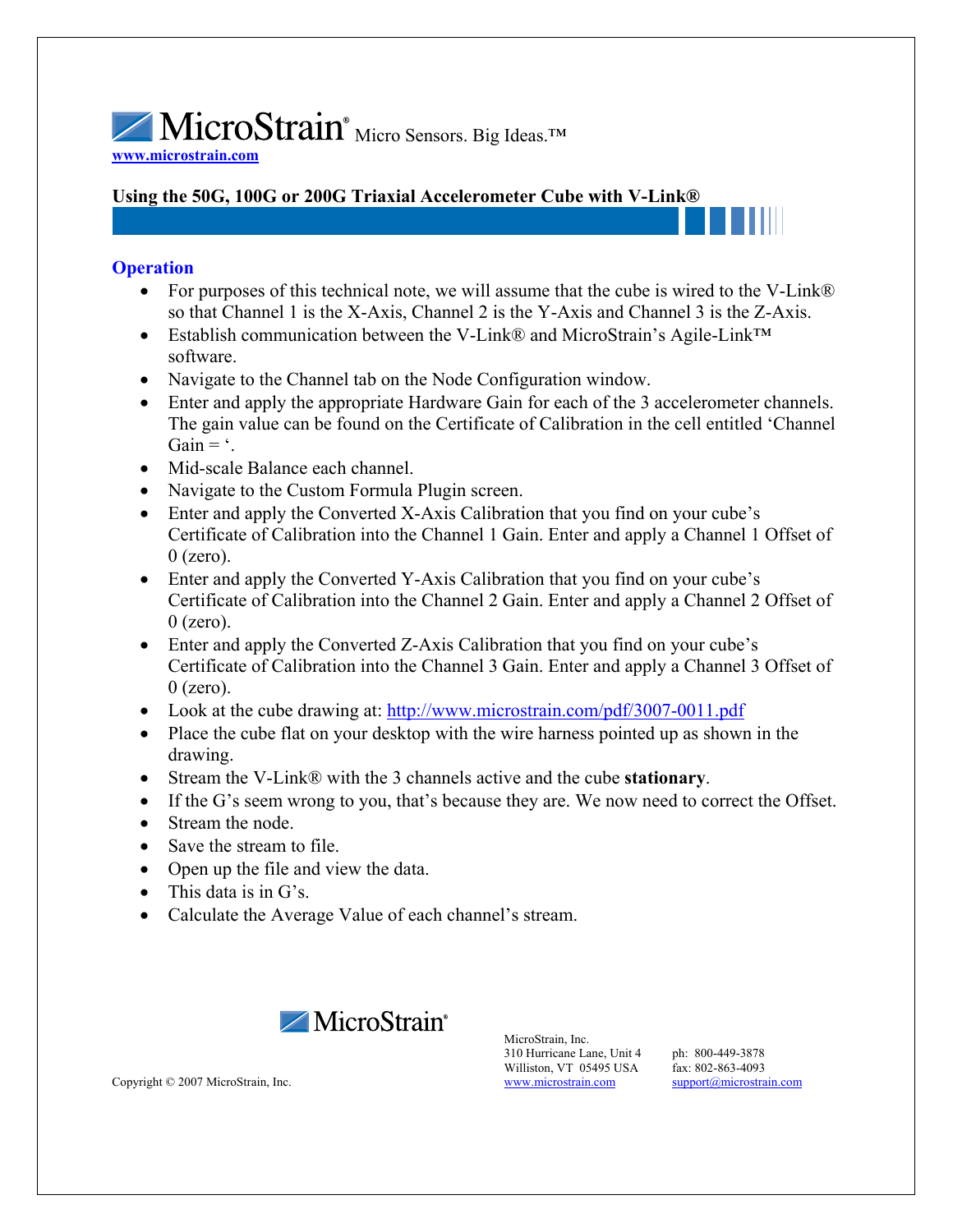MicroStrain® Micro Sensors. Big Ideas.™
www.microstrain.com

**Using the 50G, 100G or 200G Triaxial Accelerometer Cube with V-Link®**

## Operation

- For purposes of this technical note, we will assume that the cube is wired to the V-Link® so that Channel 1 is the X-Axis, Channel 2 is the Y-Axis and Channel 3 is the Z-Axis.
- Establish communication between the V-Link® and MicroStrain's Agile-Link™ software.
- Navigate to the Channel tab on the Node Configuration window.
- Enter and apply the appropriate Hardware Gain for each of the 3 accelerometer channels. The gain value can be found on the Certificate of Calibration in the cell entitled 'Channel Gain = '.
- Mid-scale Balance each channel.
- Navigate to the Custom Formula Plugin screen.
- Enter and apply the Converted X-Axis Calibration that you find on your cube's Certificate of Calibration into the Channel 1 Gain. Enter and apply a Channel 1 Offset of 0 (zero).
- Enter and apply the Converted Y-Axis Calibration that you find on your cube's Certificate of Calibration into the Channel 2 Gain. Enter and apply a Channel 2 Offset of 0 (zero).
- Enter and apply the Converted Z-Axis Calibration that you find on your cube's Certificate of Calibration into the Channel 3 Gain. Enter and apply a Channel 3 Offset of 0 (zero).
- Look at the cube drawing at: http://www.microstrain.com/pdf/3007-0011.pdf
- Place the cube flat on your desktop with the wire harness pointed up as shown in the drawing.
- Stream the V-Link® with the 3 channels active and the cube **stationary**.
- If the G's seem wrong to you, that's because they are. We now need to correct the Offset.
- Stream the node.
- Save the stream to file.
- Open up the file and view the data.
- This data is in G's.
- Calculate the Average Value of each channel's stream.

MicroStrain®

Copyright © 2007 MicroStrain, Inc.

MicroStrain, Inc.
310 Hurricane Lane, Unit 4
Williston, VT 05495 USA
www.microstrain.com

ph: 800-449-3878
fax: 802-863-4093
support@microstrain.com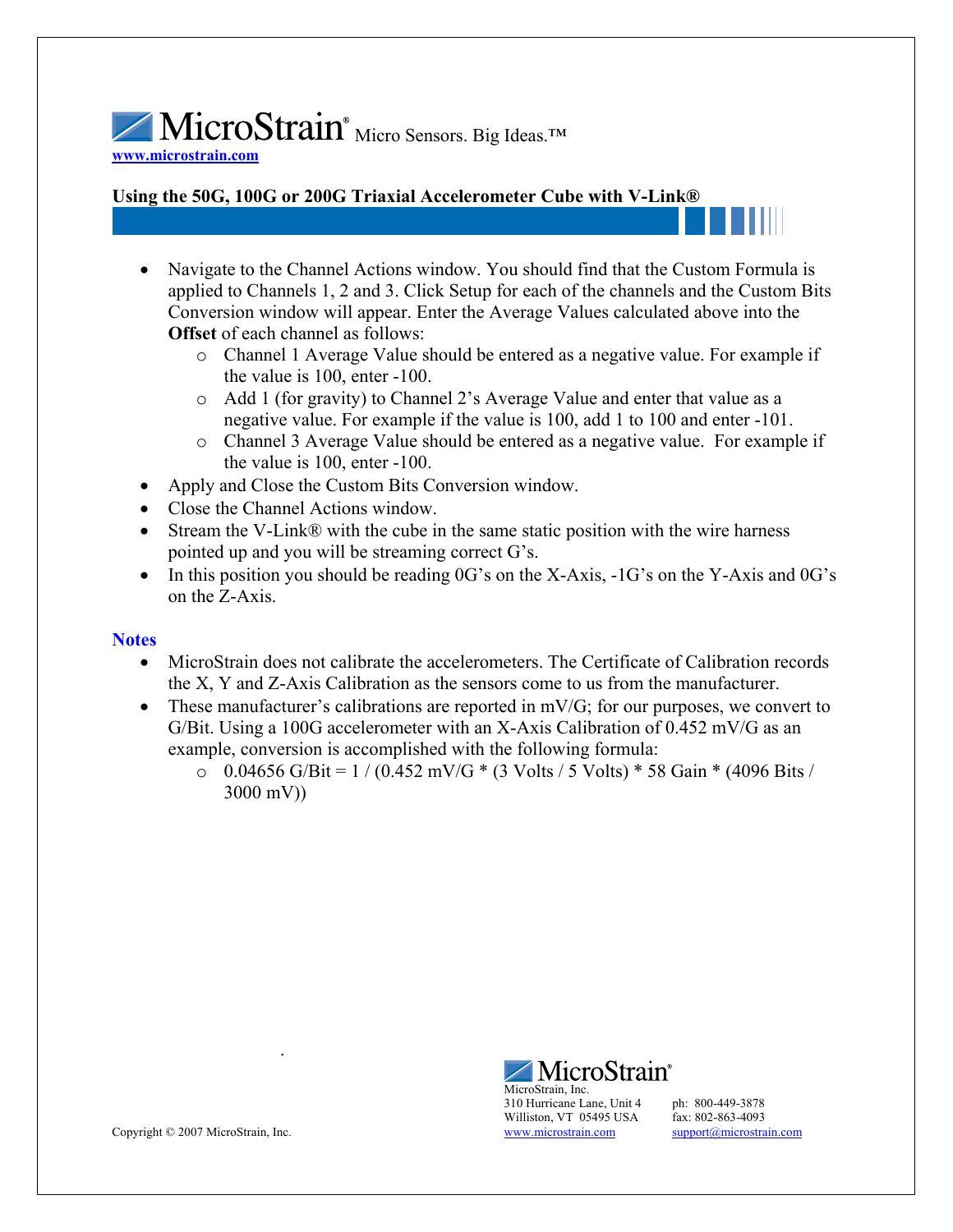- Navigate to the Channel Actions window. You should find that the Custom Formula is applied to Channels 1, 2 and 3. Click Setup for each of the channels and the Custom Bits Conversion window will appear. Enter the Average Values calculated above into the **Offset** of each channel as follows:
    - Channel 1 Average Value should be entered as a negative value. For example if the value is 100, enter -100.
    - Add 1 (for gravity) to Channel 2's Average Value and enter that value as a negative value. For example if the value is 100, add 1 to 100 and enter -101.
    - Channel 3 Average Value should be entered as a negative value. For example if the value is 100, enter -100.
- Apply and Close the Custom Bits Conversion window.
- Close the Channel Actions window.
- Stream the V-Link® with the cube in the same static position with the wire harness pointed up and you will be streaming correct G's.
- In this position you should be reading 0G's on the X-Axis, -1G's on the Y-Axis and 0G's on the Z-Axis.

## Notes

- MicroStrain does not calibrate the accelerometers. The Certificate of Calibration records the X, Y and Z-Axis Calibration as the sensors come to us from the manufacturer.
- These manufacturer's calibrations are reported in mV/G; for our purposes, we convert to G/Bit. Using a 100G accelerometer with an X-Axis Calibration of 0.452 mV/G as an example, conversion is accomplished with the following formula:
    - 0.04656 G/Bit = 1 / (0.452 mV/G * (3 Volts / 5 Volts) * 58 Gain * (4096 Bits / 3000 mV))

MicroStrain, Inc.
310 Hurricane Lane, Unit 4
Williston, VT 05495 USA
www.microstrain.com

ph: 800-449-3878
fax: 802-863-4093
support@microstrain.com

Copyright © 2007 MicroStrain, Inc.